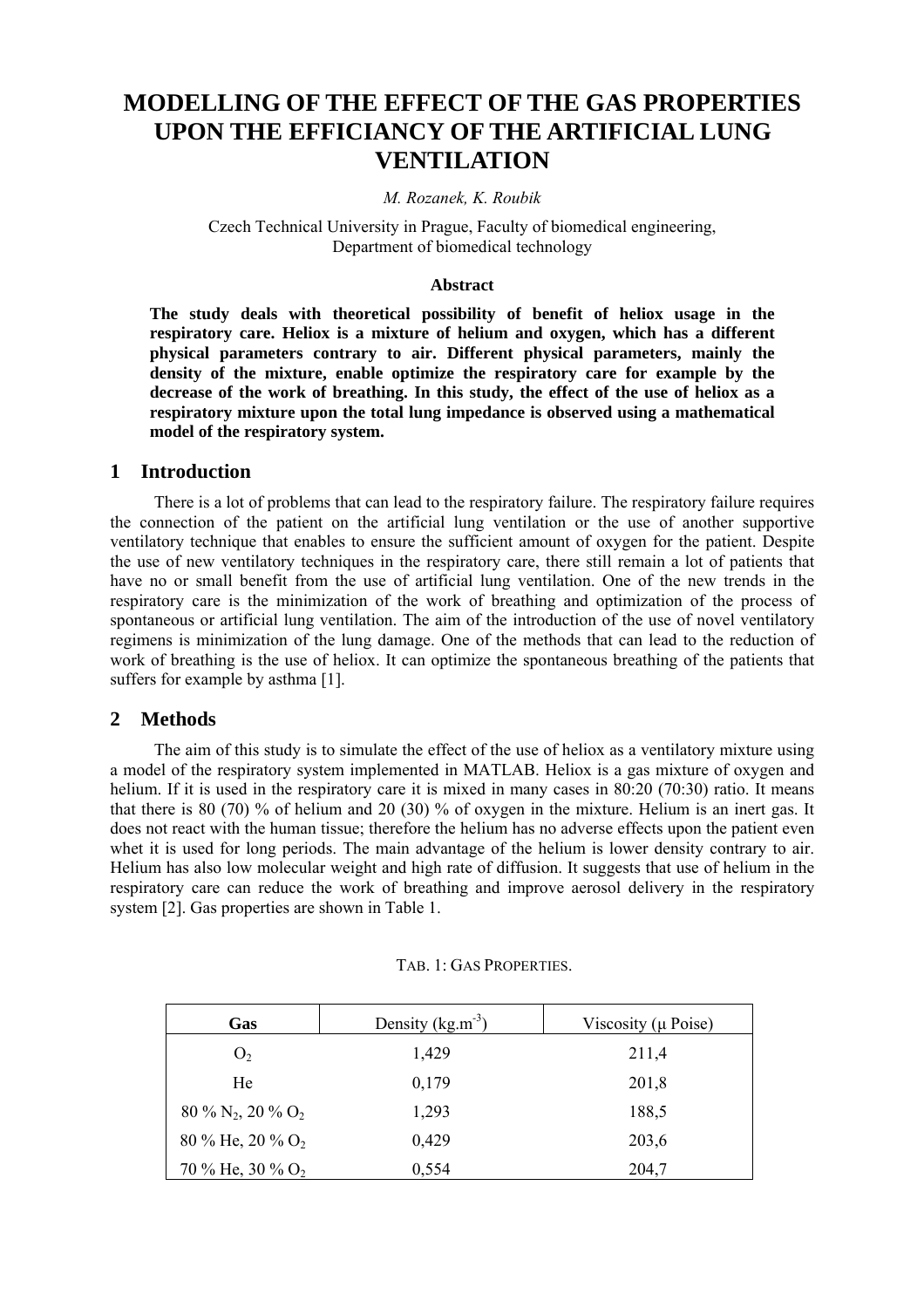# MODELLING OF THE EFFECT OF THE GAS PROPERTIES UPON THE EFFICIANCY OF THE ARTIFICIAL LUNG VENTILATION

*M. Rozanek, K. Roubik*

Czech Technical University in Prague, Faculty of biomedical engineering, Department of biomedical technology

### Abstract

**The study deals with theoretical possibility of benefit of heliox usage in the respiratory care. Heliox is a mixture of helium and oxygen, which has a different physical parameters contrary to air. Different physical parameters, mainly the density of the mixture, enable optimize the respiratory care for example by the decrease of the work of breathing. In this study, the effect of the use of heliox as a respiratory mixture upon the total lung impedance is observed using a mathematical model of the respiratory system.**

## 1 Introduction

There is a lot of problems that can lead to the respiratory failure. The respiratory failure requires the connection of the patient on the artificial lung ventilation or the use of another supportive ventilatory technique that enables to ensure the sufficient amount of oxygen for the patient. Despite the use of new ventilatory techniques in the respiratory care, there still remain a lot of patients that have no or small benefit from the use of artificial lung ventilation. One of the new trends in the respiratory care is the minimization of the work of breathing and optimization of the process of spontaneous or artificial lung ventilation. The aim of the introduction of the use of novel ventilatory regimens is minimization of the lung damage. One of the methods that can lead to the reduction of work of breathing is the use of heliox. It can optimize the spontaneous breathing of the patients that suffers for example by asthma [1].

## 2 Methods

The aim of this study is to simulate the effect of the use of heliox as a ventilatory mixture using a model of the respiratory system implemented in MATLAB. Heliox is a gas mixture of oxygen and helium. If it is used in the respiratory care it is mixed in many cases in 80:20 (70:30) ratio. It means that there is 80 (70) % of helium and 20 (30) % of oxygen in the mixture. Helium is an inert gas. It does not react with the human tissue; therefore the helium has no adverse effects upon the patient even whet it is used for long periods. The main advantage of the helium is lower density contrary to air. Helium has also low molecular weight and high rate of diffusion. It suggests that use of helium in the respiratory care can reduce the work of breathing and improve aerosol delivery in the respiratory system [2]. Gas properties are shown in Table 1.

TAB. 1: GAS PROPERTIES.

| Gas | Density ($kg.m^{-3}$) | Viscosity (μ Poise) |
|---|---|---|
| $O_2$ | 1,429 | 211,4 |
| He | 0,179 | 201,8 |
| 80 % $N_2$, 20 % $O_2$ | 1,293 | 188,5 |
| 80 % He, 20 % $O_2$ | 0,429 | 203,6 |
| 70 % He, 30 % $O_2$ | 0,554 | 204,7 |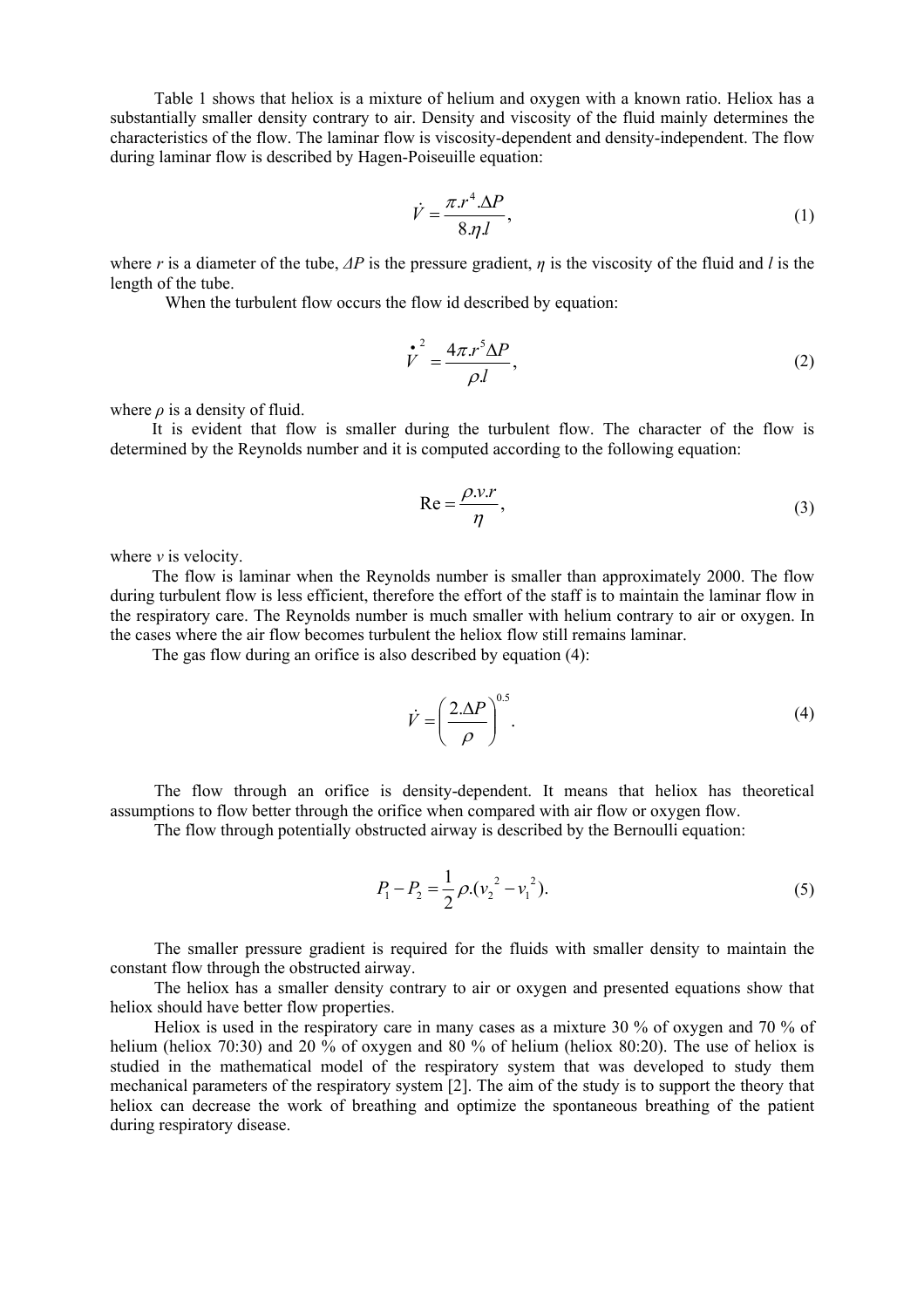Table 1 shows that heliox is a mixture of helium and oxygen with a known ratio. Heliox has a substantially smaller density contrary to air. Density and viscosity of the fluid mainly determines the characteristics of the flow. The laminar flow is viscosity-dependent and density-independent. The flow during laminar flow is described by Hagen-Poiseuille equation:

$$\dot{V} = \frac{\pi . r^4 . \Delta P}{8.\eta . l}, \tag{1}$$

where $r$ is a diameter of the tube, $\Delta P$ is the pressure gradient, $\eta$ is the viscosity of the fluid and $l$ is the length of the tube.

When the turbulent flow occurs the flow id described by equation:

$$\dot{V}^2 = \frac{4\pi . r^5 \Delta P}{\rho . l}, \tag{2}$$

where $\rho$ is a density of fluid.

It is evident that flow is smaller during the turbulent flow. The character of the flow is determined by the Reynolds number and it is computed according to the following equation:

$$\mathrm{Re} = \frac{\rho . v . r}{\eta}, \tag{3}$$

where $v$ is velocity.

The flow is laminar when the Reynolds number is smaller than approximately 2000. The flow during turbulent flow is less efficient, therefore the effort of the staff is to maintain the laminar flow in the respiratory care. The Reynolds number is much smaller with helium contrary to air or oxygen. In the cases where the air flow becomes turbulent the heliox flow still remains laminar.

The gas flow during an orifice is also described by equation (4):

$$\dot{V} = \left( \frac{2.\Delta P}{\rho} \right)^{0.5}. \tag{4}$$

The flow through an orifice is density-dependent. It means that heliox has theoretical assumptions to flow better through the orifice when compared with air flow or oxygen flow.

The flow through potentially obstructed airway is described by the Bernoulli equation:

$$P_1 - P_2 = \frac{1}{2} \rho . (v_2{}^2 - v_1{}^2). \tag{5}$$

The smaller pressure gradient is required for the fluids with smaller density to maintain the constant flow through the obstructed airway.

The heliox has a smaller density contrary to air or oxygen and presented equations show that heliox should have better flow properties.

Heliox is used in the respiratory care in many cases as a mixture 30 % of oxygen and 70 % of helium (heliox 70:30) and 20 % of oxygen and 80 % of helium (heliox 80:20). The use of heliox is studied in the mathematical model of the respiratory system that was developed to study them mechanical parameters of the respiratory system [2]. The aim of the study is to support the theory that heliox can decrease the work of breathing and optimize the spontaneous breathing of the patient during respiratory disease.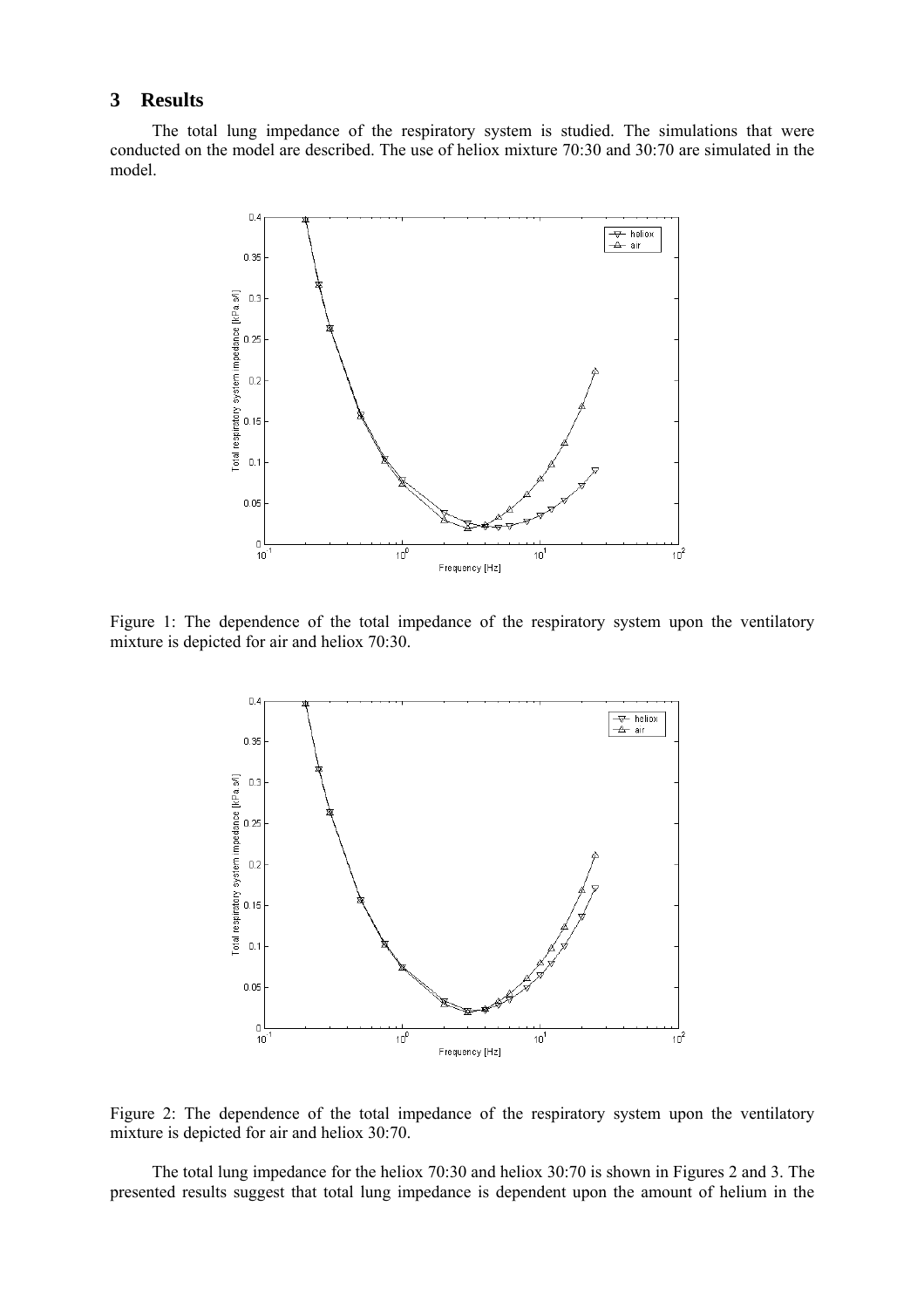## 3 Results

The total lung impedance of the respiratory system is studied. The simulations that were conducted on the model are described. The use of heliox mixture 70:30 and 30:70 are simulated in the model.

Figure 1: The dependence of the total impedance of the respiratory system upon the ventilatory mixture is depicted for air and heliox 70:30.

Figure 2: The dependence of the total impedance of the respiratory system upon the ventilatory mixture is depicted for air and heliox 30:70.

The total lung impedance for the heliox 70:30 and heliox 30:70 is shown in Figures 2 and 3. The presented results suggest that total lung impedance is dependent upon the amount of helium in the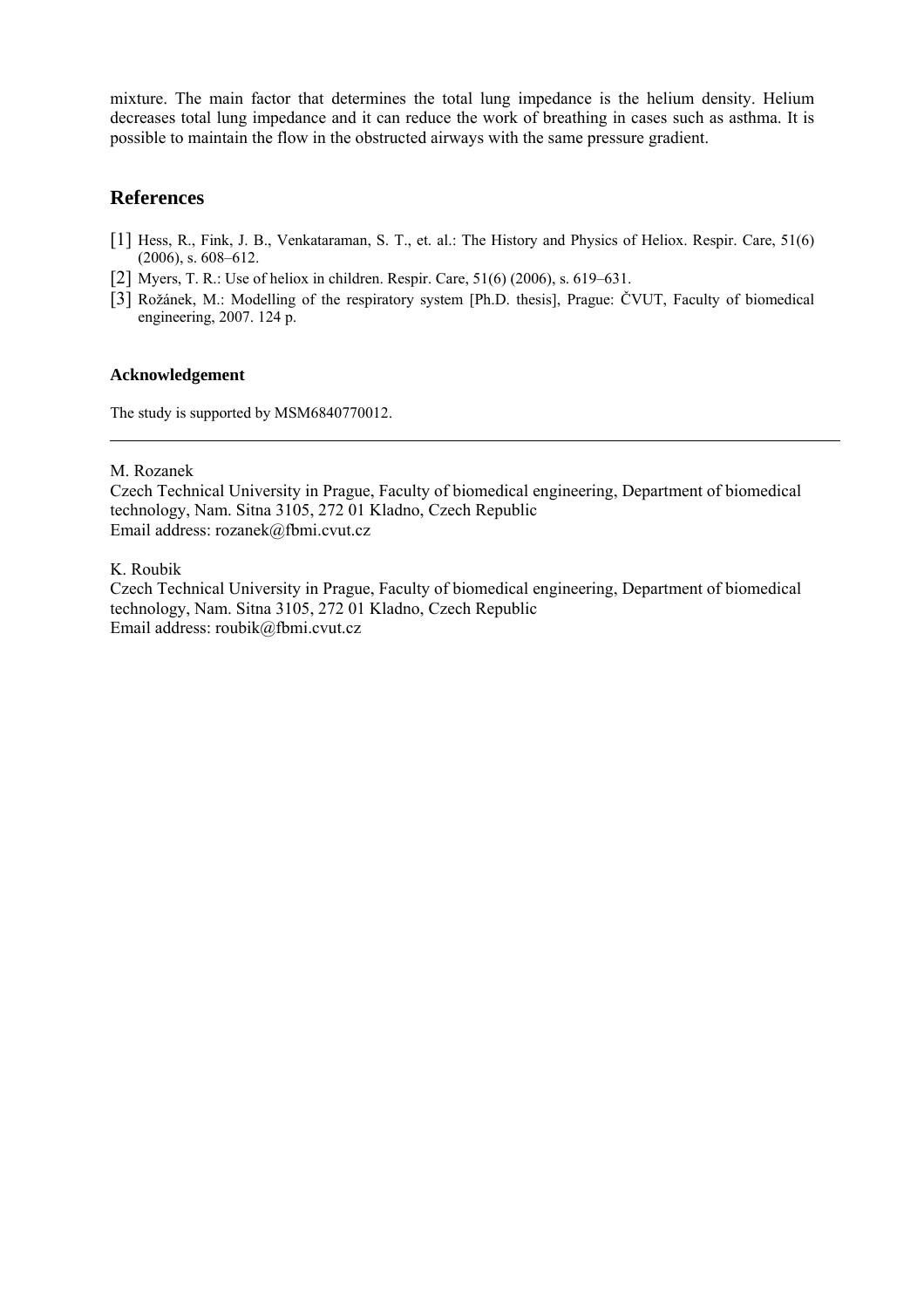mixture. The main factor that determines the total lung impedance is the helium density. Helium decreases total lung impedance and it can reduce the work of breathing in cases such as asthma. It is possible to maintain the flow in the obstructed airways with the same pressure gradient.

## References

[1] Hess, R., Fink, J. B., Venkataraman, S. T., et. al.: The History and Physics of Heliox. Respir. Care, 51(6) (2006), s. 608–612.

[2] Myers, T. R.: Use of heliox in children. Respir. Care, 51(6) (2006), s. 619–631.

[3] Rožánek, M.: Modelling of the respiratory system [Ph.D. thesis], Prague: ČVUT, Faculty of biomedical engineering, 2007. 124 p.

### Acknowledgement

The study is supported by MSM6840770012.

---

M. Rozanek
Czech Technical University in Prague, Faculty of biomedical engineering, Department of biomedical technology, Nam. Sitna 3105, 272 01 Kladno, Czech Republic
Email address: rozanek@fbmi.cvut.cz

K. Roubik
Czech Technical University in Prague, Faculty of biomedical engineering, Department of biomedical technology, Nam. Sitna 3105, 272 01 Kladno, Czech Republic
Email address: roubik@fbmi.cvut.cz